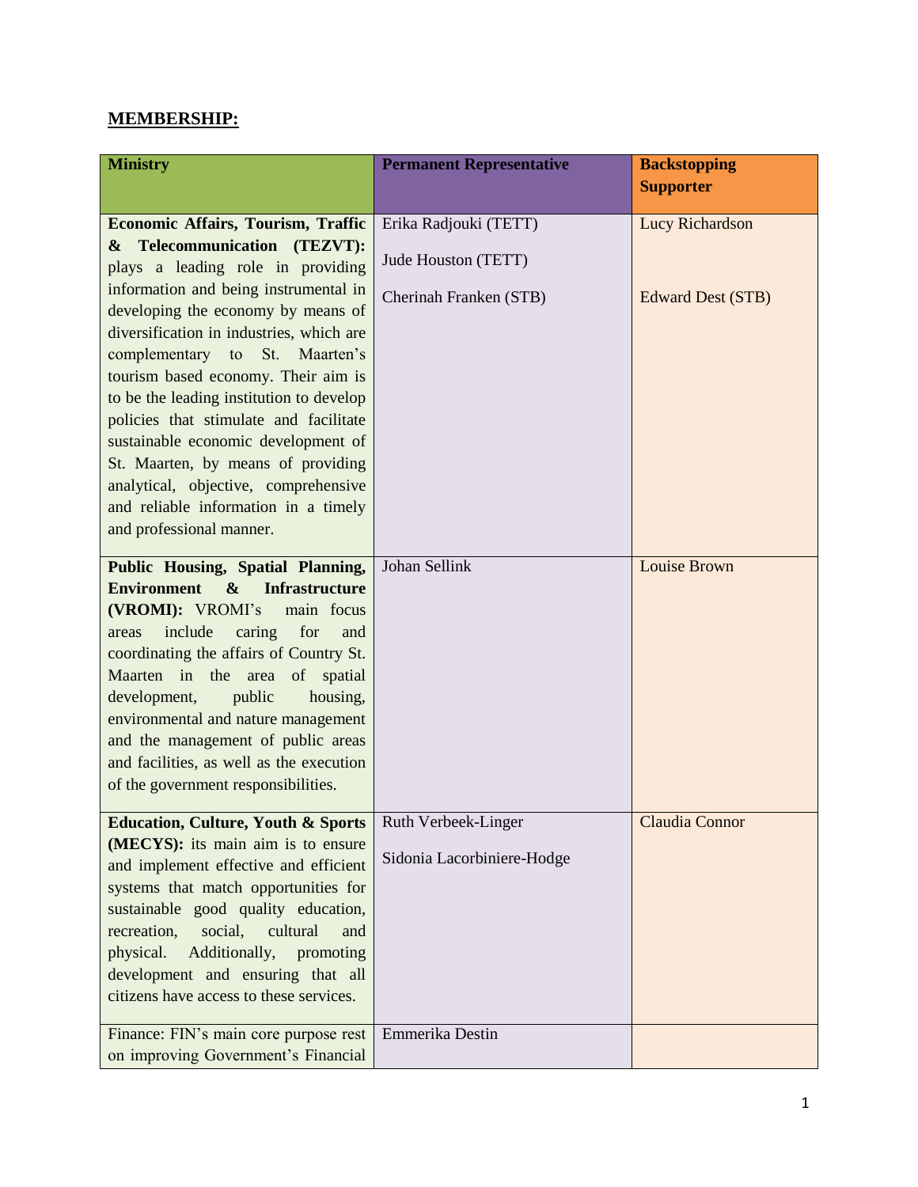## **MEMBERSHIP:**

| **Ministry** | **Permanent Representative** | **Backstopping Supporter** |
|---|---|---|
| **Economic Affairs, Tourism, Traffic & Telecommunication (TEZVT):** plays a leading role in providing information and being instrumental in developing the economy by means of diversification in industries, which are complementary to St. Maarten's tourism based economy. Their aim is to be the leading institution to develop policies that stimulate and facilitate sustainable economic development of St. Maarten, by means of providing analytical, objective, comprehensive and reliable information in a timely and professional manner. | Erika Radjouki (TETT)<br><br>Jude Houston (TETT)<br><br>Cherinah Franken (STB) | Lucy Richardson<br><br><br><br>Edward Dest (STB) |
| **Public Housing, Spatial Planning, Environment & Infrastructure (VROMI):** VROMI's main focus areas include caring for and coordinating the affairs of Country St. Maarten in the area of spatial development, public housing, environmental and nature management and the management of public areas and facilities, as well as the execution of the government responsibilities. | Johan Sellink | Louise Brown |
| **Education, Culture, Youth & Sports (MECYS):** its main aim is to ensure and implement effective and efficient systems that match opportunities for sustainable good quality education, recreation, social, cultural and physical. Additionally, promoting development and ensuring that all citizens have access to these services. | Ruth Verbeek-Linger<br><br>Sidonia Lacorbiniere-Hodge | Claudia Connor |
| Finance: FIN's main core purpose rest on improving Government's Financial | Emmerika Destin | |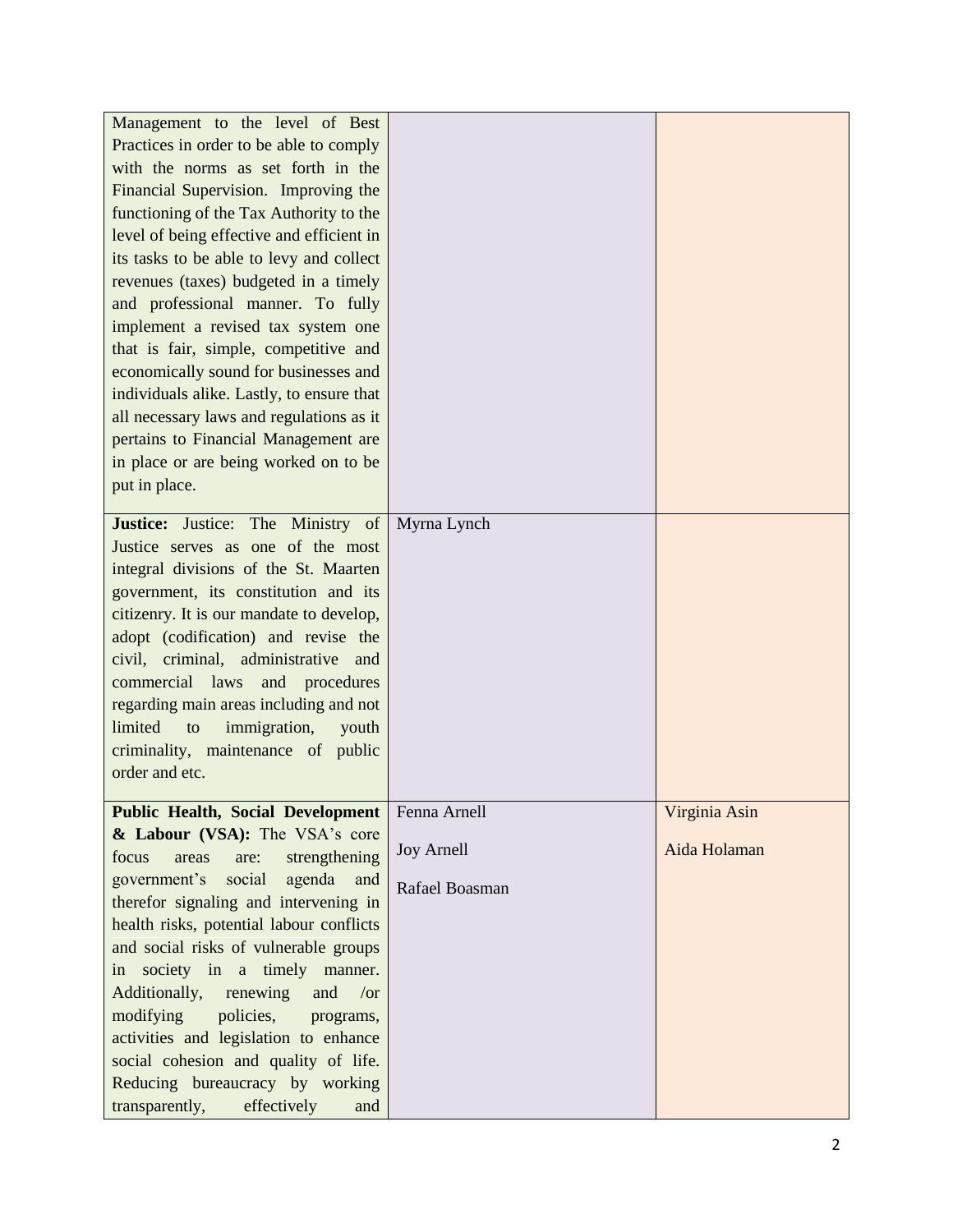| | | |
|---|---|---|
| Management to the level of Best Practices in order to be able to comply with the norms as set forth in the Financial Supervision. Improving the functioning of the Tax Authority to the level of being effective and efficient in its tasks to be able to levy and collect revenues (taxes) budgeted in a timely and professional manner. To fully implement a revised tax system one that is fair, simple, competitive and economically sound for businesses and individuals alike. Lastly, to ensure that all necessary laws and regulations as it pertains to Financial Management are in place or are being worked on to be put in place. | | |
| **Justice:** Justice: The Ministry of Justice serves as one of the most integral divisions of the St. Maarten government, its constitution and its citizenry. It is our mandate to develop, adopt (codification) and revise the civil, criminal, administrative and commercial laws and procedures regarding main areas including and not limited to immigration, youth criminality, maintenance of public order and etc. | Myrna Lynch | |
| **Public Health, Social Development & Labour (VSA):** The VSA's core focus areas are: strengthening government's social agenda and therefor signaling and intervening in health risks, potential labour conflicts and social risks of vulnerable groups in society in a timely manner. Additionally, renewing and /or modifying policies, programs, activities and legislation to enhance social cohesion and quality of life. Reducing bureaucracy by working transparently, effectively and | Fenna Arnell<br><br>Joy Arnell<br><br>Rafael Boasman | Virginia Asin<br><br>Aida Holaman |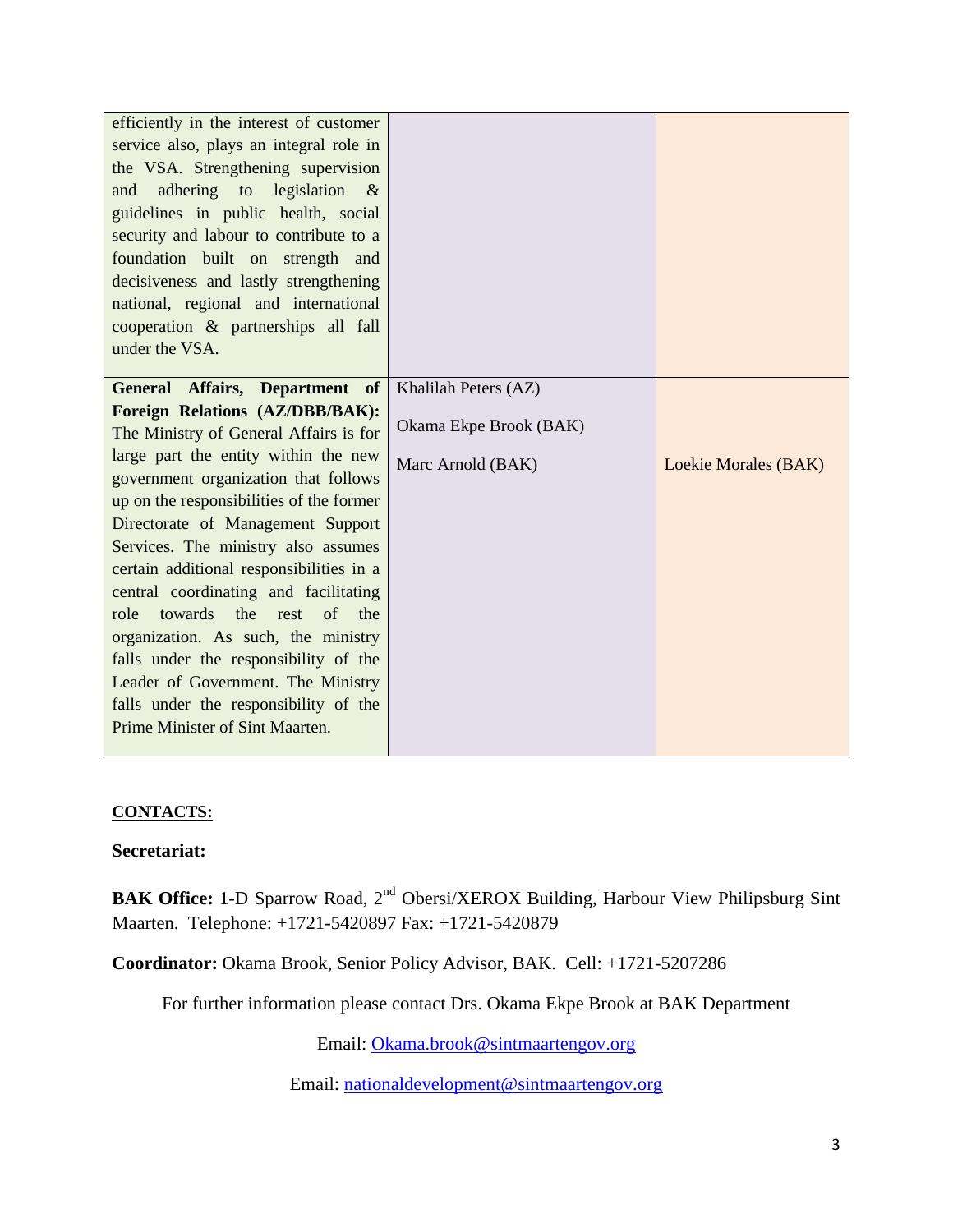| | | |
|---|---|---|
| efficiently in the interest of customer service also, plays an integral role in the VSA. Strengthening supervision and adhering to legislation & guidelines in public health, social security and labour to contribute to a foundation built on strength and decisiveness and lastly strengthening national, regional and international cooperation & partnerships all fall under the VSA. | | |
| **General Affairs, Department of Foreign Relations (AZ/DBB/BAK):** The Ministry of General Affairs is for large part the entity within the new government organization that follows up on the responsibilities of the former Directorate of Management Support Services. The ministry also assumes certain additional responsibilities in a central coordinating and facilitating role towards the rest of the organization. As such, the ministry falls under the responsibility of the Leader of Government. The Ministry falls under the responsibility of the Prime Minister of Sint Maarten. | Khalilah Peters (AZ)<br><br>Okama Ekpe Brook (BAK)<br><br>Marc Arnold (BAK) | Loekie Morales (BAK) |

**<u>CONTACTS:</u>**

**Secretariat:**

**BAK Office:** 1-D Sparrow Road, 2nd Obersi/XEROX Building, Harbour View Philipsburg Sint Maarten. Telephone: +1721-5420897 Fax: +1721-5420879

**Coordinator:** Okama Brook, Senior Policy Advisor, BAK. Cell: +1721-5207286

For further information please contact Drs. Okama Ekpe Brook at BAK Department

Email: Okama.brook@sintmaartengov.org

Email: nationaldevelopment@sintmaartengov.org